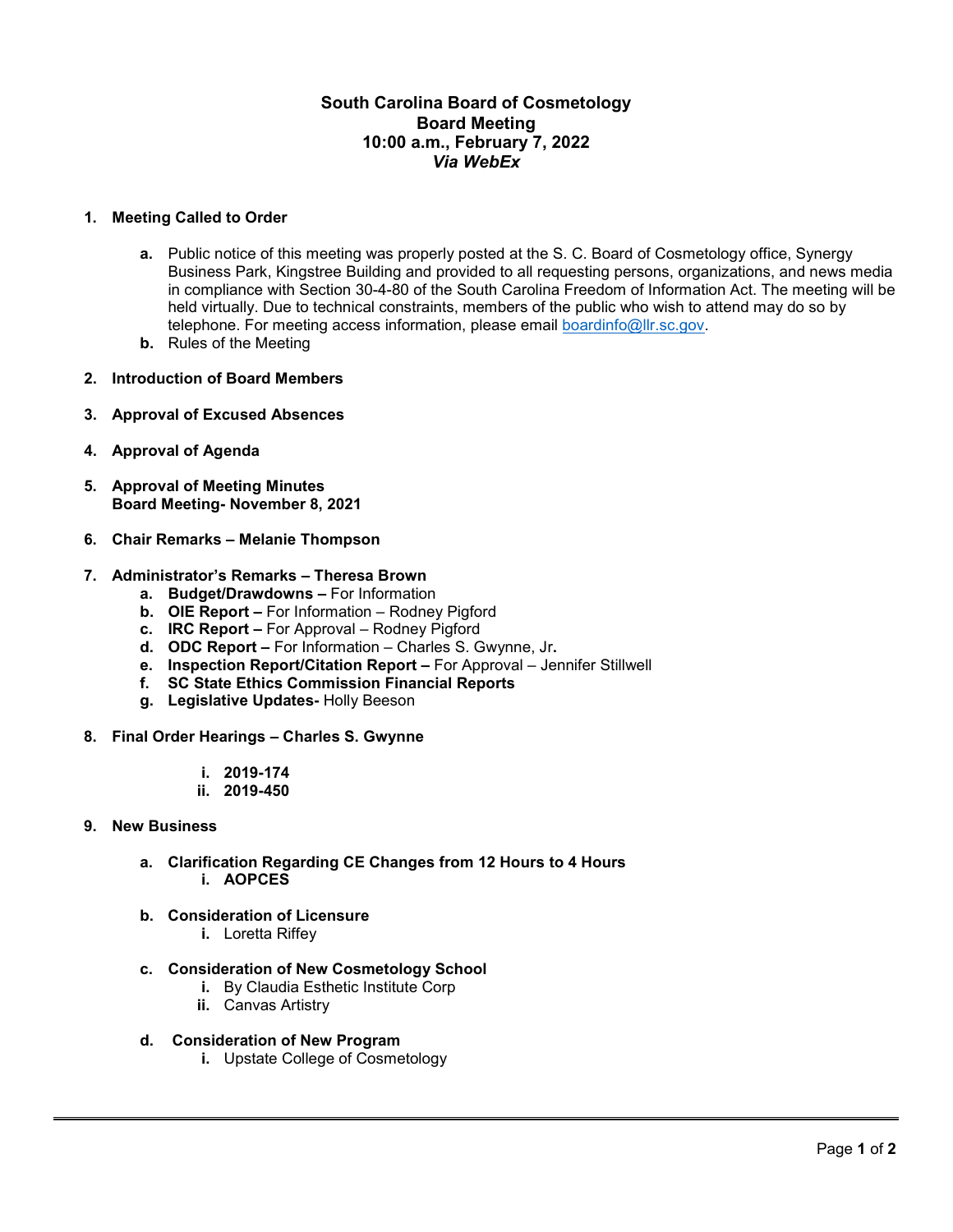# South Carolina Board of Cosmetology
## Board Meeting
## 10:00 a.m., February 7, 2022
## *Via WebEx*

1. **Meeting Called to Order**
   - **a.** Public notice of this meeting was properly posted at the S. C. Board of Cosmetology office, Synergy Business Park, Kingstree Building and provided to all requesting persons, organizations, and news media in compliance with Section 30-4-80 of the South Carolina Freedom of Information Act. The meeting will be held virtually. Due to technical constraints, members of the public who wish to attend may do so by telephone. For meeting access information, please email boardinfo@llr.sc.gov.
   - **b.** Rules of the Meeting

2. **Introduction of Board Members**

3. **Approval of Excused Absences**

4. **Approval of Agenda**

5. **Approval of Meeting Minutes**
   **Board Meeting- November 8, 2021**

6. **Chair Remarks – Melanie Thompson**

7. **Administrator's Remarks – Theresa Brown**
   - **a. Budget/Drawdowns –** For Information
   - **b. OIE Report –** For Information – Rodney Pigford
   - **c. IRC Report –** For Approval – Rodney Pigford
   - **d. ODC Report –** For Information – Charles S. Gwynne, Jr**.**
   - **e. Inspection Report/Citation Report –** For Approval – Jennifer Stillwell
   - **f. SC State Ethics Commission Financial Reports**
   - **g. Legislative Updates-** Holly Beeson

8. **Final Order Hearings – Charles S. Gwynne**
   - **i. 2019-174**
   - **ii. 2019-450**

9. **New Business**
   - **a. Clarification Regarding CE Changes from 12 Hours to 4 Hours**
     - **i. AOPCES**
   - **b. Consideration of Licensure**
     - **i.** Loretta Riffey
   - **c. Consideration of New Cosmetology School**
     - **i.** By Claudia Esthetic Institute Corp
     - **ii.** Canvas Artistry
   - **d. Consideration of New Program**
     - **i.** Upstate College of Cosmetology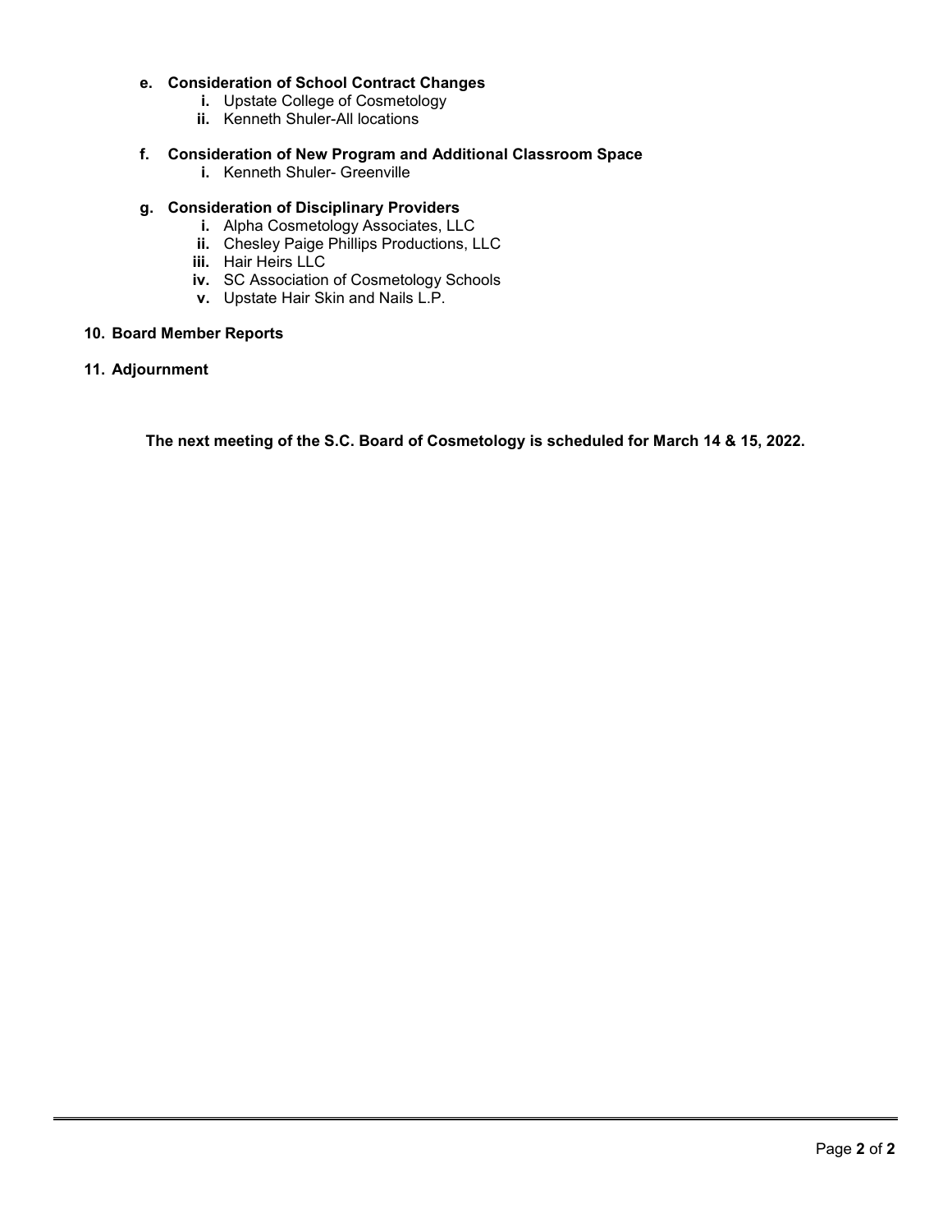- **e. Consideration of School Contract Changes**
  - **i.** Upstate College of Cosmetology
  - **ii.** Kenneth Shuler-All locations

- **f. Consideration of New Program and Additional Classroom Space**
  - **i.** Kenneth Shuler- Greenville

- **g. Consideration of Disciplinary Providers**
  - **i.** Alpha Cosmetology Associates, LLC
  - **ii.** Chesley Paige Phillips Productions, LLC
  - **iii.** Hair Heirs LLC
  - **iv.** SC Association of Cosmetology Schools
  - **v.** Upstate Hair Skin and Nails L.P.

**10. Board Member Reports**

**11. Adjournment**

**The next meeting of the S.C. Board of Cosmetology is scheduled for March 14 & 15, 2022.**